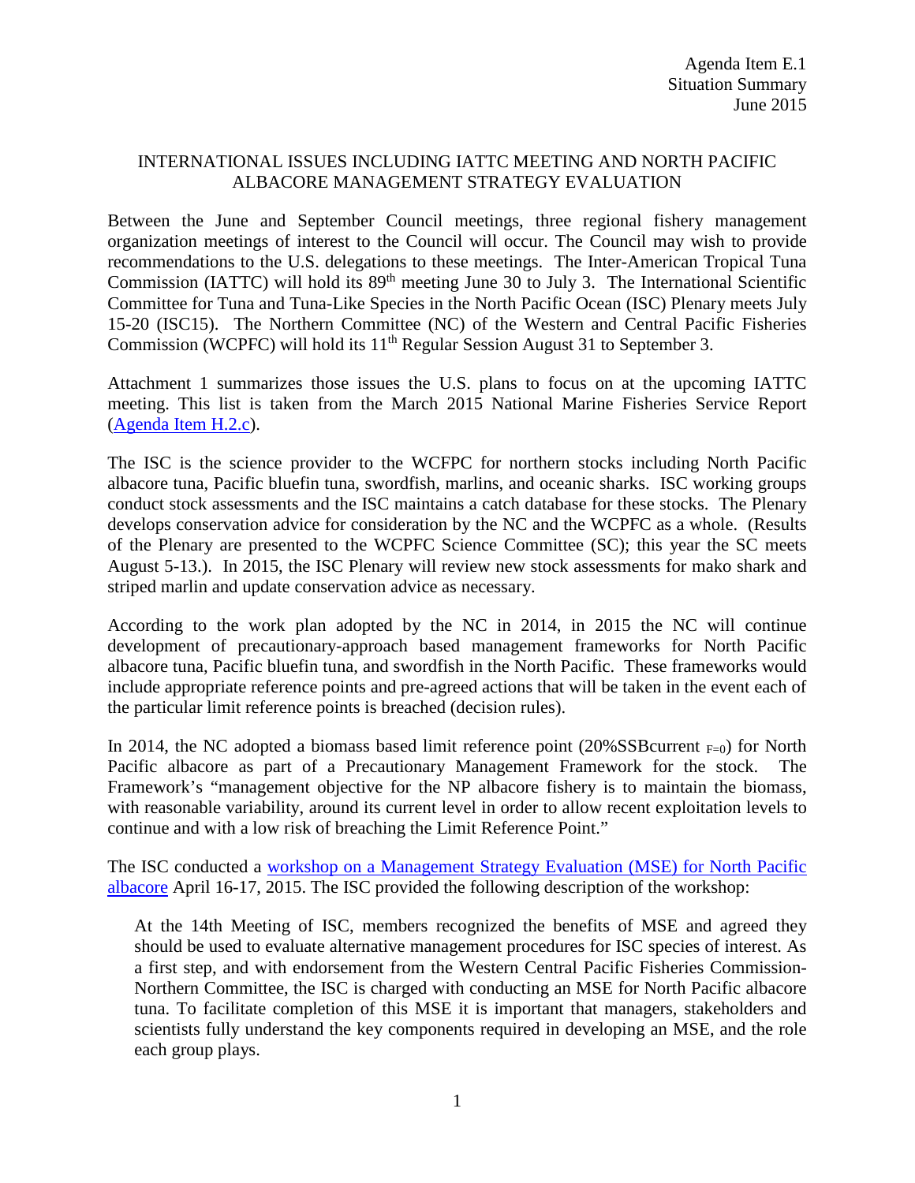Agenda Item E.1
Situation Summary
June 2015

## INTERNATIONAL ISSUES INCLUDING IATTC MEETING AND NORTH PACIFIC ALBACORE MANAGEMENT STRATEGY EVALUATION

Between the June and September Council meetings, three regional fishery management organization meetings of interest to the Council will occur. The Council may wish to provide recommendations to the U.S. delegations to these meetings. The Inter-American Tropical Tuna Commission (IATTC) will hold its 89th meeting June 30 to July 3. The International Scientific Committee for Tuna and Tuna-Like Species in the North Pacific Ocean (ISC) Plenary meets July 15-20 (ISC15). The Northern Committee (NC) of the Western and Central Pacific Fisheries Commission (WCPFC) will hold its 11th Regular Session August 31 to September 3.

Attachment 1 summarizes those issues the U.S. plans to focus on at the upcoming IATTC meeting. This list is taken from the March 2015 National Marine Fisheries Service Report (Agenda Item H.2.c).

The ISC is the science provider to the WCFPC for northern stocks including North Pacific albacore tuna, Pacific bluefin tuna, swordfish, marlins, and oceanic sharks. ISC working groups conduct stock assessments and the ISC maintains a catch database for these stocks. The Plenary develops conservation advice for consideration by the NC and the WCPFC as a whole. (Results of the Plenary are presented to the WCPFC Science Committee (SC); this year the SC meets August 5-13.). In 2015, the ISC Plenary will review new stock assessments for mako shark and striped marlin and update conservation advice as necessary.

According to the work plan adopted by the NC in 2014, in 2015 the NC will continue development of precautionary-approach based management frameworks for North Pacific albacore tuna, Pacific bluefin tuna, and swordfish in the North Pacific. These frameworks would include appropriate reference points and pre-agreed actions that will be taken in the event each of the particular limit reference points is breached (decision rules).

In 2014, the NC adopted a biomass based limit reference point (20%SSBcurrent $_{F=0}$) for North Pacific albacore as part of a Precautionary Management Framework for the stock. The Framework's "management objective for the NP albacore fishery is to maintain the biomass, with reasonable variability, around its current level in order to allow recent exploitation levels to continue and with a low risk of breaching the Limit Reference Point."

The ISC conducted a workshop on a Management Strategy Evaluation (MSE) for North Pacific albacore April 16-17, 2015. The ISC provided the following description of the workshop:

> At the 14th Meeting of ISC, members recognized the benefits of MSE and agreed they should be used to evaluate alternative management procedures for ISC species of interest. As a first step, and with endorsement from the Western Central Pacific Fisheries Commission-Northern Committee, the ISC is charged with conducting an MSE for North Pacific albacore tuna. To facilitate completion of this MSE it is important that managers, stakeholders and scientists fully understand the key components required in developing an MSE, and the role each group plays.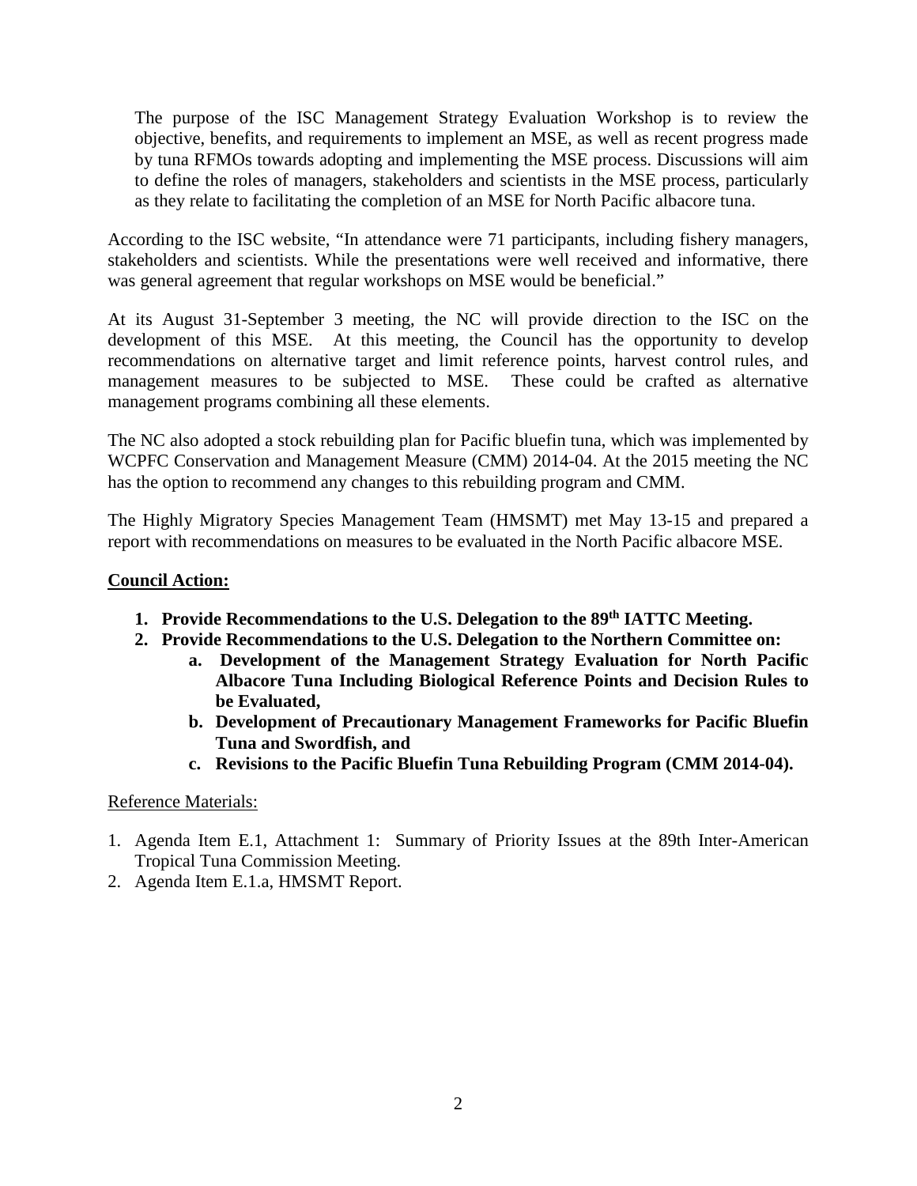> The purpose of the ISC Management Strategy Evaluation Workshop is to review the objective, benefits, and requirements to implement an MSE, as well as recent progress made by tuna RFMOs towards adopting and implementing the MSE process. Discussions will aim to define the roles of managers, stakeholders and scientists in the MSE process, particularly as they relate to facilitating the completion of an MSE for North Pacific albacore tuna.

According to the ISC website, "In attendance were 71 participants, including fishery managers, stakeholders and scientists. While the presentations were well received and informative, there was general agreement that regular workshops on MSE would be beneficial."

At its August 31-September 3 meeting, the NC will provide direction to the ISC on the development of this MSE. At this meeting, the Council has the opportunity to develop recommendations on alternative target and limit reference points, harvest control rules, and management measures to be subjected to MSE. These could be crafted as alternative management programs combining all these elements.

The NC also adopted a stock rebuilding plan for Pacific bluefin tuna, which was implemented by WCPFC Conservation and Management Measure (CMM) 2014-04. At the 2015 meeting the NC has the option to recommend any changes to this rebuilding program and CMM.

The Highly Migratory Species Management Team (HMSMT) met May 13-15 and prepared a report with recommendations on measures to be evaluated in the North Pacific albacore MSE.

**Council Action:**

1. **Provide Recommendations to the U.S. Delegation to the 89th IATTC Meeting.**
2. **Provide Recommendations to the U.S. Delegation to the Northern Committee on:**
   a. **Development of the Management Strategy Evaluation for North Pacific Albacore Tuna Including Biological Reference Points and Decision Rules to be Evaluated,**
   b. **Development of Precautionary Management Frameworks for Pacific Bluefin Tuna and Swordfish, and**
   c. **Revisions to the Pacific Bluefin Tuna Rebuilding Program (CMM 2014-04).**

Reference Materials:

1. Agenda Item E.1, Attachment 1: Summary of Priority Issues at the 89th Inter-American Tropical Tuna Commission Meeting.
2. Agenda Item E.1.a, HMSMT Report.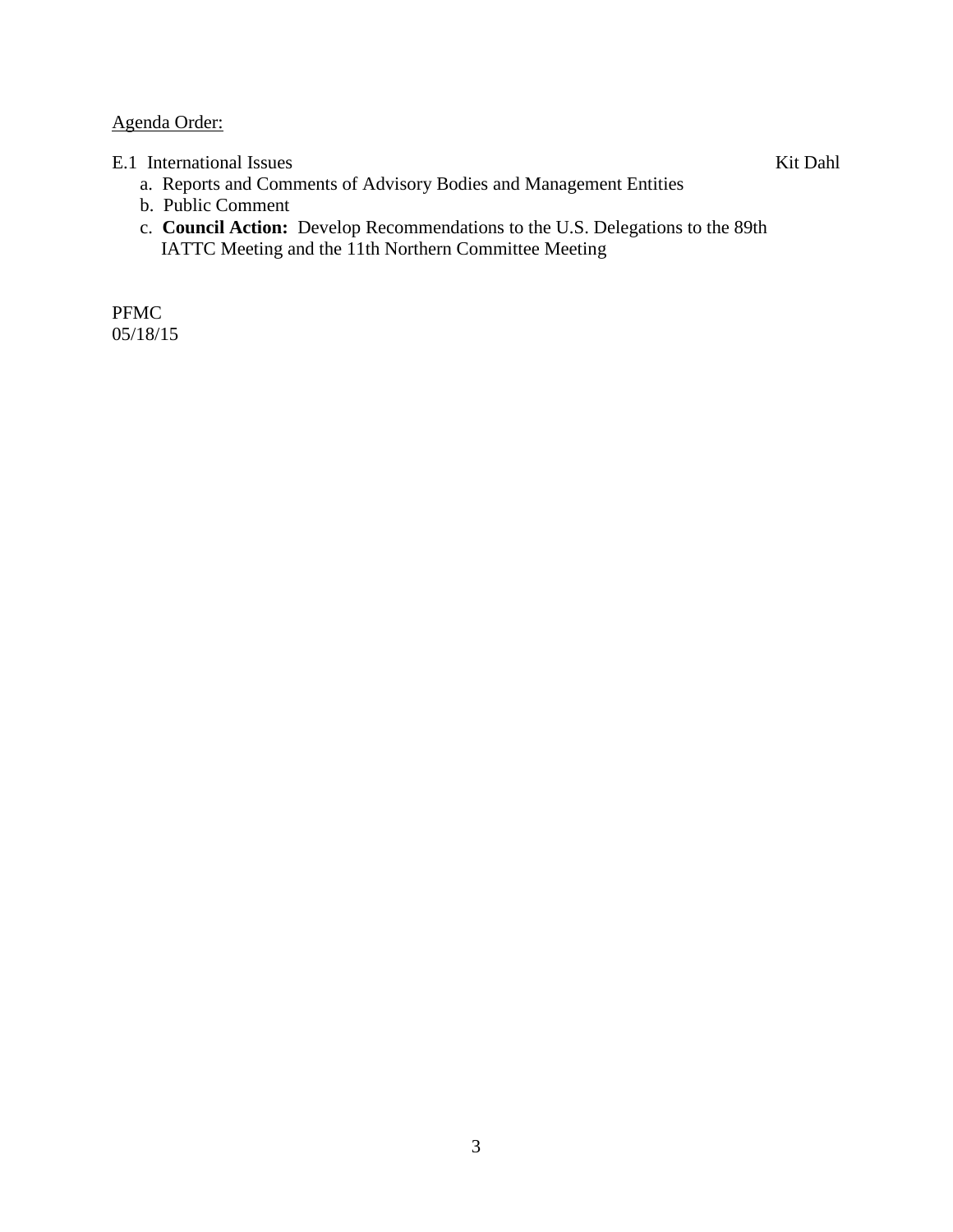<u>Agenda Order:</u>

E.1 International Issues Kit Dahl

a. Reports and Comments of Advisory Bodies and Management Entities
b. Public Comment
c. **Council Action:** Develop Recommendations to the U.S. Delegations to the 89th IATTC Meeting and the 11th Northern Committee Meeting

PFMC
05/18/15